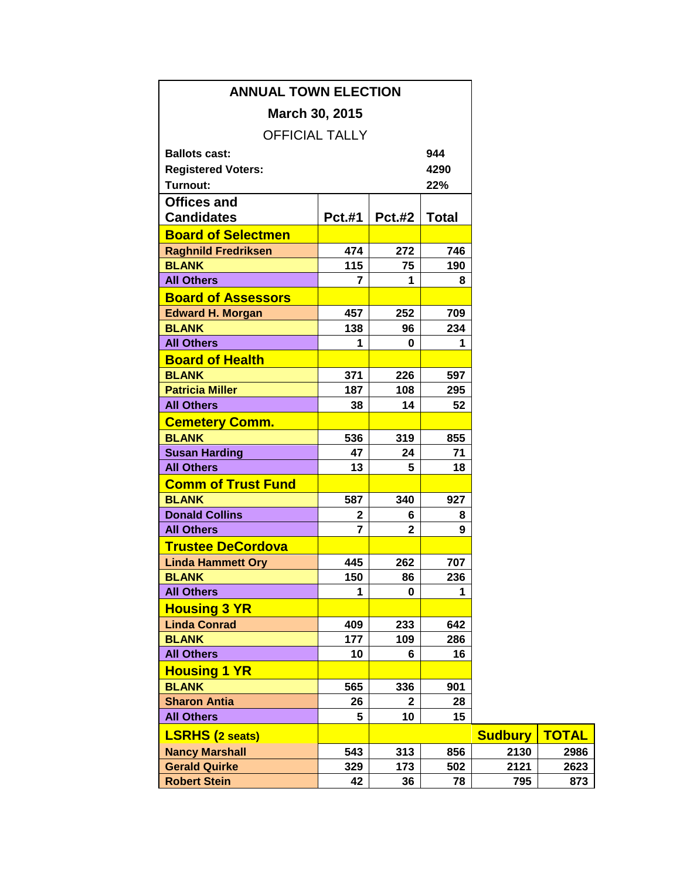# ANNUAL TOWN ELECTION

## March 30, 2015

OFFICIAL TALLY

| | |
|---|---|
| **Ballots cast:** | **944** |
| **Registered Voters:** | **4290** |
| **Turnout:** | **22%** |

| Offices and Candidates | Pct.#1 | Pct.#2 | Total | Sudbury | TOTAL |
|---|---|---|---|---|---|
| **Board of Selectmen** | | | | | |
| Raghnild Fredriksen | 474 | 272 | 746 | | |
| BLANK | 115 | 75 | 190 | | |
| All Others | 7 | 1 | 8 | | |
| **Board of Assessors** | | | | | |
| Edward H. Morgan | 457 | 252 | 709 | | |
| BLANK | 138 | 96 | 234 | | |
| All Others | 1 | 0 | 1 | | |
| **Board of Health** | | | | | |
| BLANK | 371 | 226 | 597 | | |
| Patricia Miller | 187 | 108 | 295 | | |
| All Others | 38 | 14 | 52 | | |
| **Cemetery Comm.** | | | | | |
| BLANK | 536 | 319 | 855 | | |
| Susan Harding | 47 | 24 | 71 | | |
| All Others | 13 | 5 | 18 | | |
| **Comm of Trust Fund** | | | | | |
| BLANK | 587 | 340 | 927 | | |
| Donald Collins | 2 | 6 | 8 | | |
| All Others | 7 | 2 | 9 | | |
| **Trustee DeCordova** | | | | | |
| Linda Hammett Ory | 445 | 262 | 707 | | |
| BLANK | 150 | 86 | 236 | | |
| All Others | 1 | 0 | 1 | | |
| **Housing 3 YR** | | | | | |
| Linda Conrad | 409 | 233 | 642 | | |
| BLANK | 177 | 109 | 286 | | |
| All Others | 10 | 6 | 16 | | |
| **Housing 1 YR** | | | | | |
| BLANK | 565 | 336 | 901 | | |
| Sharon Antia | 26 | 2 | 28 | | |
| All Others | 5 | 10 | 15 | | |
| **LSRHS (2 seats)** | | | | **Sudbury** | **TOTAL** |
| Nancy Marshall | 543 | 313 | 856 | 2130 | 2986 |
| Gerald Quirke | 329 | 173 | 502 | 2121 | 2623 |
| Robert Stein | 42 | 36 | 78 | 795 | 873 |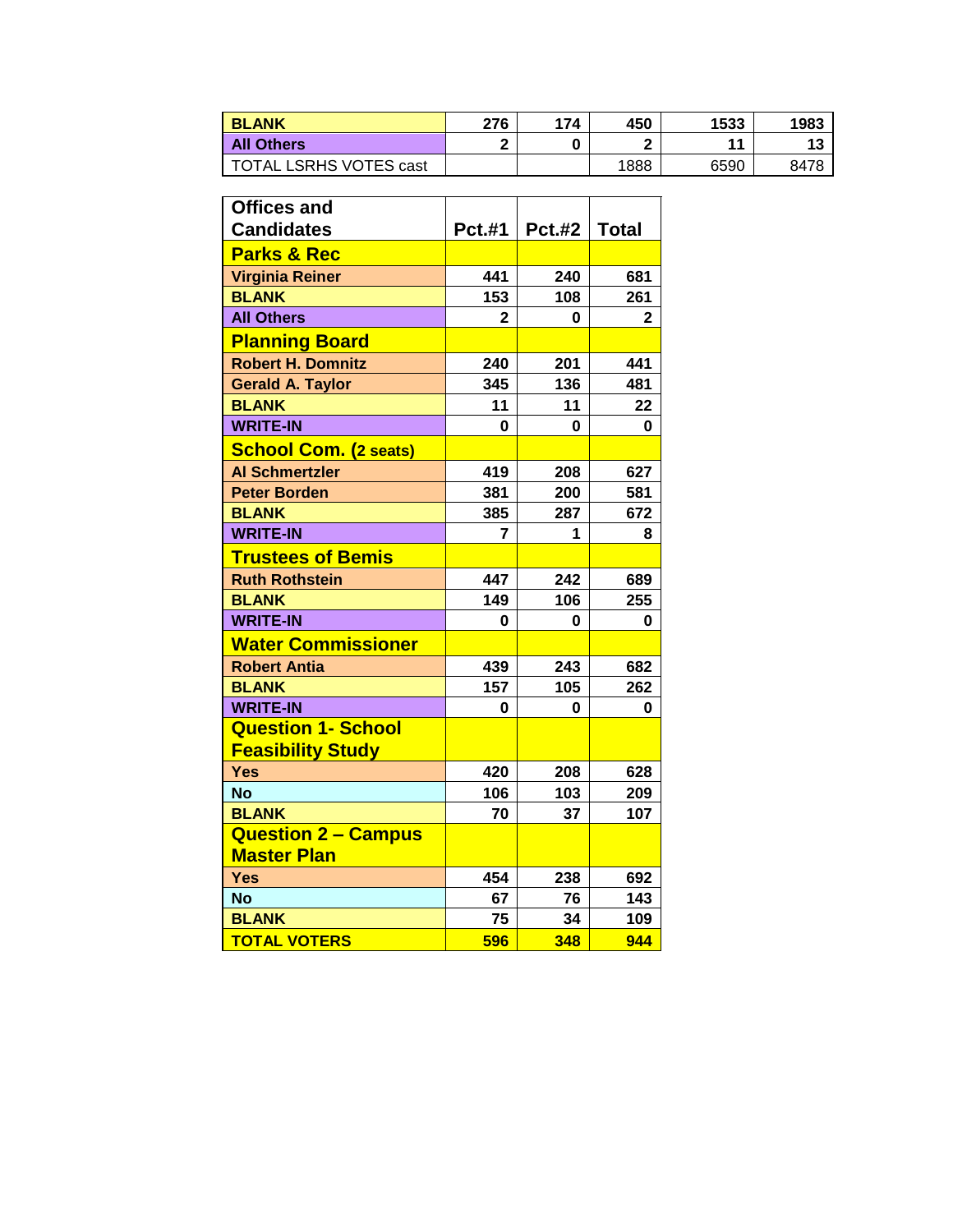| | | | | | |
|---|---|---|---|---|---|
| **BLANK** | **276** | **174** | **450** | **1533** | **1983** |
| **All Others** | **2** | **0** | **2** | **11** | **13** |
| TOTAL LSRHS VOTES cast | | | 1888 | 6590 | 8478 |

| Offices and Candidates | Pct.#1 | Pct.#2 | Total |
|---|---|---|---|
| **Parks & Rec** | | | |
| **Virginia Reiner** | **441** | **240** | **681** |
| **BLANK** | **153** | **108** | **261** |
| **All Others** | **2** | **0** | **2** |
| **Planning Board** | | | |
| **Robert H. Domnitz** | **240** | **201** | **441** |
| **Gerald A. Taylor** | **345** | **136** | **481** |
| **BLANK** | **11** | **11** | **22** |
| **WRITE-IN** | **0** | **0** | **0** |
| **School Com. (2 seats)** | | | |
| **Al Schmertzler** | **419** | **208** | **627** |
| **Peter Borden** | **381** | **200** | **581** |
| **BLANK** | **385** | **287** | **672** |
| **WRITE-IN** | **7** | **1** | **8** |
| **Trustees of Bemis** | | | |
| **Ruth Rothstein** | **447** | **242** | **689** |
| **BLANK** | **149** | **106** | **255** |
| **WRITE-IN** | **0** | **0** | **0** |
| **Water Commissioner** | | | |
| **Robert Antia** | **439** | **243** | **682** |
| **BLANK** | **157** | **105** | **262** |
| **WRITE-IN** | **0** | **0** | **0** |
| **Question 1- School Feasibility Study** | | | |
| **Yes** | **420** | **208** | **628** |
| **No** | **106** | **103** | **209** |
| **BLANK** | **70** | **37** | **107** |
| **Question 2 – Campus Master Plan** | | | |
| **Yes** | **454** | **238** | **692** |
| **No** | **67** | **76** | **143** |
| **BLANK** | **75** | **34** | **109** |
| **TOTAL VOTERS** | **596** | **348** | **944** |